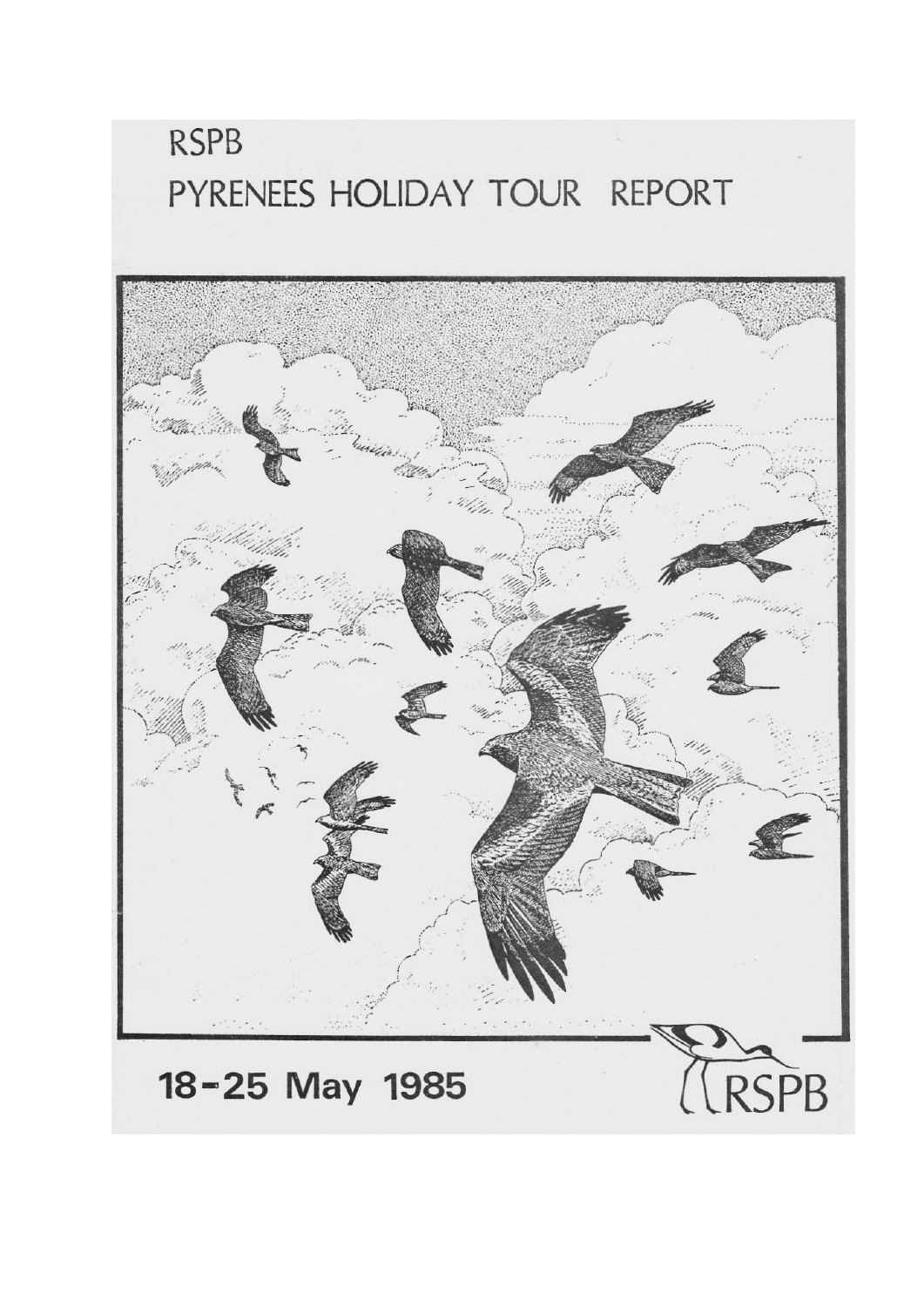# RSPB

# PYRENEES HOLIDAY TOUR REPORT

**18-25 May 1985**

RSPB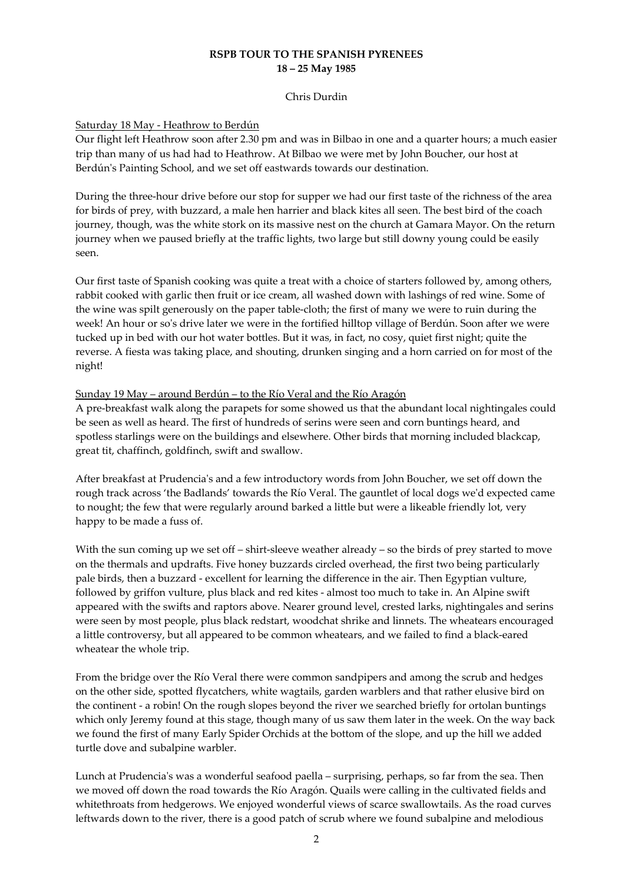**RSPB TOUR TO THE SPANISH PYRENEES**
**18 – 25 May 1985**

Chris Durdin

Saturday 18 May - Heathrow to Berdún

Our flight left Heathrow soon after 2.30 pm and was in Bilbao in one and a quarter hours; a much easier trip than many of us had had to Heathrow. At Bilbao we were met by John Boucher, our host at Berdún's Painting School, and we set off eastwards towards our destination.

During the three-hour drive before our stop for supper we had our first taste of the richness of the area for birds of prey, with buzzard, a male hen harrier and black kites all seen. The best bird of the coach journey, though, was the white stork on its massive nest on the church at Gamara Mayor. On the return journey when we paused briefly at the traffic lights, two large but still downy young could be easily seen.

Our first taste of Spanish cooking was quite a treat with a choice of starters followed by, among others, rabbit cooked with garlic then fruit or ice cream, all washed down with lashings of red wine. Some of the wine was spilt generously on the paper table-cloth; the first of many we were to ruin during the week! An hour or so's drive later we were in the fortified hilltop village of Berdún. Soon after we were tucked up in bed with our hot water bottles. But it was, in fact, no cosy, quiet first night; quite the reverse. A fiesta was taking place, and shouting, drunken singing and a horn carried on for most of the night!

Sunday 19 May – around Berdún – to the Río Veral and the Río Aragón

A pre-breakfast walk along the parapets for some showed us that the abundant local nightingales could be seen as well as heard. The first of hundreds of serins were seen and corn buntings heard, and spotless starlings were on the buildings and elsewhere. Other birds that morning included blackcap, great tit, chaffinch, goldfinch, swift and swallow.

After breakfast at Prudencia's and a few introductory words from John Boucher, we set off down the rough track across 'the Badlands' towards the Río Veral. The gauntlet of local dogs we'd expected came to nought; the few that were regularly around barked a little but were a likeable friendly lot, very happy to be made a fuss of.

With the sun coming up we set off – shirt-sleeve weather already – so the birds of prey started to move on the thermals and updrafts. Five honey buzzards circled overhead, the first two being particularly pale birds, then a buzzard - excellent for learning the difference in the air. Then Egyptian vulture, followed by griffon vulture, plus black and red kites - almost too much to take in. An Alpine swift appeared with the swifts and raptors above. Nearer ground level, crested larks, nightingales and serins were seen by most people, plus black redstart, woodchat shrike and linnets. The wheatears encouraged a little controversy, but all appeared to be common wheatears, and we failed to find a black-eared wheatear the whole trip.

From the bridge over the Río Veral there were common sandpipers and among the scrub and hedges on the other side, spotted flycatchers, white wagtails, garden warblers and that rather elusive bird on the continent - a robin! On the rough slopes beyond the river we searched briefly for ortolan buntings which only Jeremy found at this stage, though many of us saw them later in the week. On the way back we found the first of many Early Spider Orchids at the bottom of the slope, and up the hill we added turtle dove and subalpine warbler.

Lunch at Prudencia's was a wonderful seafood paella – surprising, perhaps, so far from the sea. Then we moved off down the road towards the Río Aragón. Quails were calling in the cultivated fields and whitethroats from hedgerows. We enjoyed wonderful views of scarce swallowtails. As the road curves leftwards down to the river, there is a good patch of scrub where we found subalpine and melodious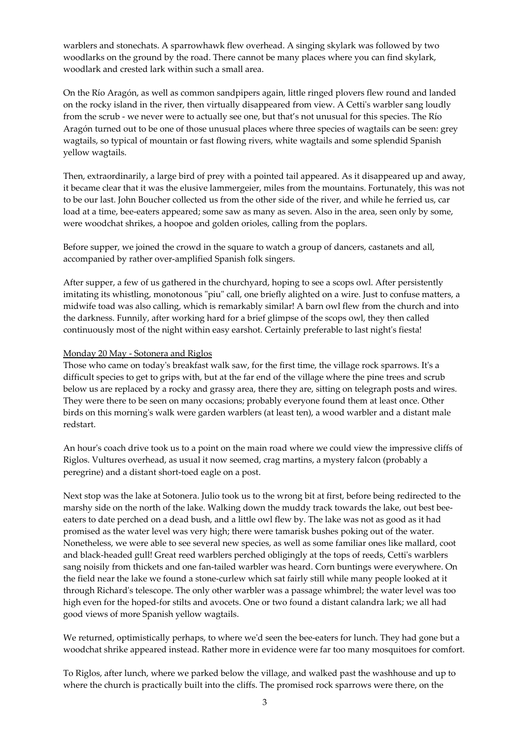warblers and stonechats. A sparrowhawk flew overhead. A singing skylark was followed by two woodlarks on the ground by the road. There cannot be many places where you can find skylark, woodlark and crested lark within such a small area.

On the Río Aragón, as well as common sandpipers again, little ringed plovers flew round and landed on the rocky island in the river, then virtually disappeared from view. A Cetti's warbler sang loudly from the scrub - we never were to actually see one, but that's not unusual for this species. The Río Aragón turned out to be one of those unusual places where three species of wagtails can be seen: grey wagtails, so typical of mountain or fast flowing rivers, white wagtails and some splendid Spanish yellow wagtails.

Then, extraordinarily, a large bird of prey with a pointed tail appeared. As it disappeared up and away, it became clear that it was the elusive lammergeier, miles from the mountains. Fortunately, this was not to be our last. John Boucher collected us from the other side of the river, and while he ferried us, car load at a time, bee-eaters appeared; some saw as many as seven. Also in the area, seen only by some, were woodchat shrikes, a hoopoe and golden orioles, calling from the poplars.

Before supper, we joined the crowd in the square to watch a group of dancers, castanets and all, accompanied by rather over-amplified Spanish folk singers.

After supper, a few of us gathered in the churchyard, hoping to see a scops owl. After persistently imitating its whistling, monotonous "piu" call, one briefly alighted on a wire. Just to confuse matters, a midwife toad was also calling, which is remarkably similar! A barn owl flew from the church and into the darkness. Funnily, after working hard for a brief glimpse of the scops owl, they then called continuously most of the night within easy earshot. Certainly preferable to last night's fiesta!

<u>Monday 20 May - Sotonera and Riglos</u>

Those who came on today's breakfast walk saw, for the first time, the village rock sparrows. It's a difficult species to get to grips with, but at the far end of the village where the pine trees and scrub below us are replaced by a rocky and grassy area, there they are, sitting on telegraph posts and wires. They were there to be seen on many occasions; probably everyone found them at least once. Other birds on this morning's walk were garden warblers (at least ten), a wood warbler and a distant male redstart.

An hour's coach drive took us to a point on the main road where we could view the impressive cliffs of Riglos. Vultures overhead, as usual it now seemed, crag martins, a mystery falcon (probably a peregrine) and a distant short-toed eagle on a post.

Next stop was the lake at Sotonera. Julio took us to the wrong bit at first, before being redirected to the marshy side on the north of the lake. Walking down the muddy track towards the lake, out best bee-eaters to date perched on a dead bush, and a little owl flew by. The lake was not as good as it had promised as the water level was very high; there were tamarisk bushes poking out of the water. Nonetheless, we were able to see several new species, as well as some familiar ones like mallard, coot and black-headed gull! Great reed warblers perched obligingly at the tops of reeds, Cetti's warblers sang noisily from thickets and one fan-tailed warbler was heard. Corn buntings were everywhere. On the field near the lake we found a stone-curlew which sat fairly still while many people looked at it through Richard's telescope. The only other warbler was a passage whimbrel; the water level was too high even for the hoped-for stilts and avocets. One or two found a distant calandra lark; we all had good views of more Spanish yellow wagtails.

We returned, optimistically perhaps, to where we'd seen the bee-eaters for lunch. They had gone but a woodchat shrike appeared instead. Rather more in evidence were far too many mosquitoes for comfort.

To Riglos, after lunch, where we parked below the village, and walked past the washhouse and up to where the church is practically built into the cliffs. The promised rock sparrows were there, on the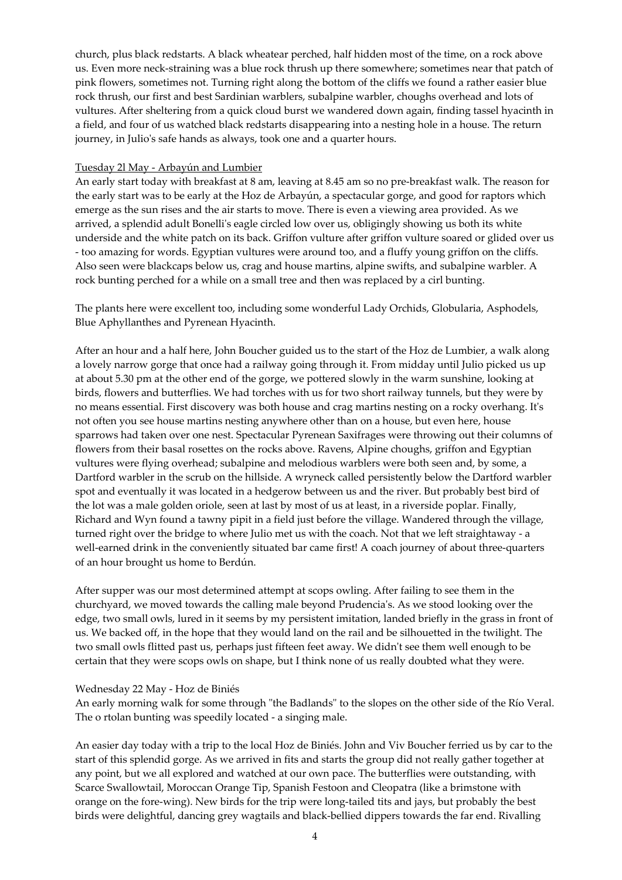church, plus black redstarts. A black wheatear perched, half hidden most of the time, on a rock above us. Even more neck-straining was a blue rock thrush up there somewhere; sometimes near that patch of pink flowers, sometimes not. Turning right along the bottom of the cliffs we found a rather easier blue rock thrush, our first and best Sardinian warblers, subalpine warbler, choughs overhead and lots of vultures. After sheltering from a quick cloud burst we wandered down again, finding tassel hyacinth in a field, and four of us watched black redstarts disappearing into a nesting hole in a house. The return journey, in Julio's safe hands as always, took one and a quarter hours.

Tuesday 2l May - Arbayún and Lumbier

An early start today with breakfast at 8 am, leaving at 8.45 am so no pre-breakfast walk. The reason for the early start was to be early at the Hoz de Arbayún, a spectacular gorge, and good for raptors which emerge as the sun rises and the air starts to move. There is even a viewing area provided. As we arrived, a splendid adult Bonelli's eagle circled low over us, obligingly showing us both its white underside and the white patch on its back. Griffon vulture after griffon vulture soared or glided over us - too amazing for words. Egyptian vultures were around too, and a fluffy young griffon on the cliffs. Also seen were blackcaps below us, crag and house martins, alpine swifts, and subalpine warbler. A rock bunting perched for a while on a small tree and then was replaced by a cirl bunting.

The plants here were excellent too, including some wonderful Lady Orchids, Globularia, Asphodels, Blue Aphyllanthes and Pyrenean Hyacinth.

After an hour and a half here, John Boucher guided us to the start of the Hoz de Lumbier, a walk along a lovely narrow gorge that once had a railway going through it. From midday until Julio picked us up at about 5.30 pm at the other end of the gorge, we pottered slowly in the warm sunshine, looking at birds, flowers and butterflies. We had torches with us for two short railway tunnels, but they were by no means essential. First discovery was both house and crag martins nesting on a rocky overhang. It's not often you see house martins nesting anywhere other than on a house, but even here, house sparrows had taken over one nest. Spectacular Pyrenean Saxifrages were throwing out their columns of flowers from their basal rosettes on the rocks above. Ravens, Alpine choughs, griffon and Egyptian vultures were flying overhead; subalpine and melodious warblers were both seen and, by some, a Dartford warbler in the scrub on the hillside. A wryneck called persistently below the Dartford warbler spot and eventually it was located in a hedgerow between us and the river. But probably best bird of the lot was a male golden oriole, seen at last by most of us at least, in a riverside poplar. Finally, Richard and Wyn found a tawny pipit in a field just before the village. Wandered through the village, turned right over the bridge to where Julio met us with the coach. Not that we left straightaway - a well-earned drink in the conveniently situated bar came first! A coach journey of about three-quarters of an hour brought us home to Berdún.

After supper was our most determined attempt at scops owling. After failing to see them in the churchyard, we moved towards the calling male beyond Prudencia's. As we stood looking over the edge, two small owls, lured in it seems by my persistent imitation, landed briefly in the grass in front of us. We backed off, in the hope that they would land on the rail and be silhouetted in the twilight. The two small owls flitted past us, perhaps just fifteen feet away. We didn't see them well enough to be certain that they were scops owls on shape, but I think none of us really doubted what they were.

Wednesday 22 May - Hoz de Biniés

An early morning walk for some through "the Badlands" to the slopes on the other side of the Río Veral. The o rtolan bunting was speedily located - a singing male.

An easier day today with a trip to the local Hoz de Biniés. John and Viv Boucher ferried us by car to the start of this splendid gorge. As we arrived in fits and starts the group did not really gather together at any point, but we all explored and watched at our own pace. The butterflies were outstanding, with Scarce Swallowtail, Moroccan Orange Tip, Spanish Festoon and Cleopatra (like a brimstone with orange on the fore-wing). New birds for the trip were long-tailed tits and jays, but probably the best birds were delightful, dancing grey wagtails and black-bellied dippers towards the far end. Rivalling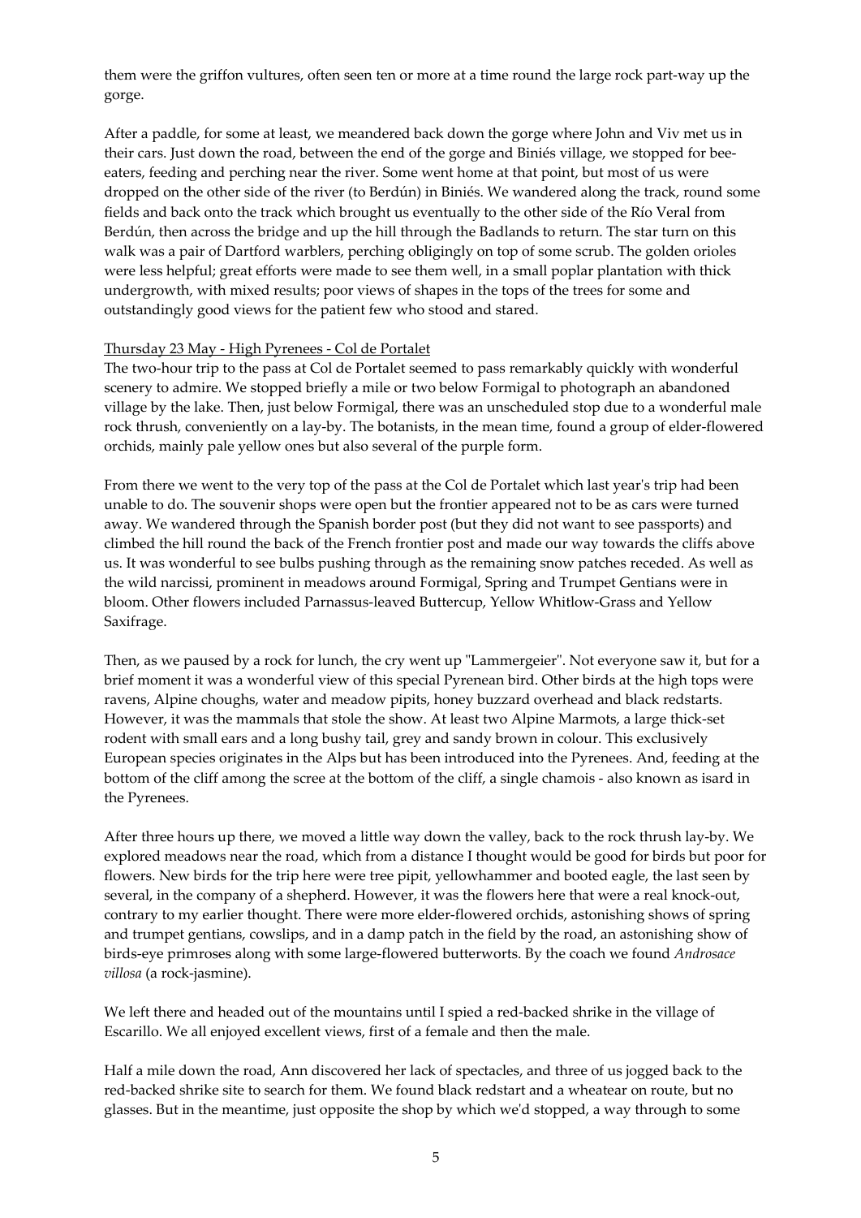them were the griffon vultures, often seen ten or more at a time round the large rock part-way up the gorge.

After a paddle, for some at least, we meandered back down the gorge where John and Viv met us in their cars. Just down the road, between the end of the gorge and Biniés village, we stopped for bee-eaters, feeding and perching near the river. Some went home at that point, but most of us were dropped on the other side of the river (to Berdún) in Biniés. We wandered along the track, round some fields and back onto the track which brought us eventually to the other side of the Río Veral from Berdún, then across the bridge and up the hill through the Badlands to return. The star turn on this walk was a pair of Dartford warblers, perching obligingly on top of some scrub. The golden orioles were less helpful; great efforts were made to see them well, in a small poplar plantation with thick undergrowth, with mixed results; poor views of shapes in the tops of the trees for some and outstandingly good views for the patient few who stood and stared.

## Thursday 23 May - High Pyrenees - Col de Portalet

The two-hour trip to the pass at Col de Portalet seemed to pass remarkably quickly with wonderful scenery to admire. We stopped briefly a mile or two below Formigal to photograph an abandoned village by the lake. Then, just below Formigal, there was an unscheduled stop due to a wonderful male rock thrush, conveniently on a lay-by. The botanists, in the mean time, found a group of elder-flowered orchids, mainly pale yellow ones but also several of the purple form.

From there we went to the very top of the pass at the Col de Portalet which last year's trip had been unable to do. The souvenir shops were open but the frontier appeared not to be as cars were turned away. We wandered through the Spanish border post (but they did not want to see passports) and climbed the hill round the back of the French frontier post and made our way towards the cliffs above us. It was wonderful to see bulbs pushing through as the remaining snow patches receded. As well as the wild narcissi, prominent in meadows around Formigal, Spring and Trumpet Gentians were in bloom. Other flowers included Parnassus-leaved Buttercup, Yellow Whitlow-Grass and Yellow Saxifrage.

Then, as we paused by a rock for lunch, the cry went up "Lammergeier". Not everyone saw it, but for a brief moment it was a wonderful view of this special Pyrenean bird. Other birds at the high tops were ravens, Alpine choughs, water and meadow pipits, honey buzzard overhead and black redstarts. However, it was the mammals that stole the show. At least two Alpine Marmots, a large thick-set rodent with small ears and a long bushy tail, grey and sandy brown in colour. This exclusively European species originates in the Alps but has been introduced into the Pyrenees. And, feeding at the bottom of the cliff among the scree at the bottom of the cliff, a single chamois - also known as isard in the Pyrenees.

After three hours up there, we moved a little way down the valley, back to the rock thrush lay-by. We explored meadows near the road, which from a distance I thought would be good for birds but poor for flowers. New birds for the trip here were tree pipit, yellowhammer and booted eagle, the last seen by several, in the company of a shepherd. However, it was the flowers here that were a real knock-out, contrary to my earlier thought. There were more elder-flowered orchids, astonishing shows of spring and trumpet gentians, cowslips, and in a damp patch in the field by the road, an astonishing show of birds-eye primroses along with some large-flowered butterworts. By the coach we found *Androsace villosa* (a rock-jasmine).

We left there and headed out of the mountains until I spied a red-backed shrike in the village of Escarillo. We all enjoyed excellent views, first of a female and then the male.

Half a mile down the road, Ann discovered her lack of spectacles, and three of us jogged back to the red-backed shrike site to search for them. We found black redstart and a wheatear on route, but no glasses. But in the meantime, just opposite the shop by which we'd stopped, a way through to some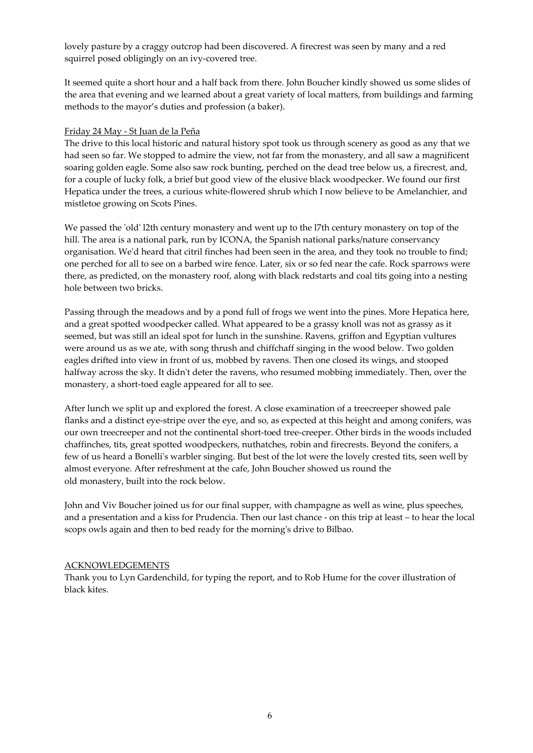lovely pasture by a craggy outcrop had been discovered. A firecrest was seen by many and a red squirrel posed obligingly on an ivy-covered tree.

It seemed quite a short hour and a half back from there. John Boucher kindly showed us some slides of the area that evening and we learned about a great variety of local matters, from buildings and farming methods to the mayor's duties and profession (a baker).

<u>Friday 24 May - St Juan de la Peña</u>

The drive to this local historic and natural history spot took us through scenery as good as any that we had seen so far. We stopped to admire the view, not far from the monastery, and all saw a magnificent soaring golden eagle. Some also saw rock bunting, perched on the dead tree below us, a firecrest, and, for a couple of lucky folk, a brief but good view of the elusive black woodpecker. We found our first Hepatica under the trees, a curious white-flowered shrub which I now believe to be Amelanchier, and mistletoe growing on Scots Pines.

We passed the 'old' l2th century monastery and went up to the l7th century monastery on top of the hill. The area is a national park, run by ICONA, the Spanish national parks/nature conservancy organisation. We'd heard that citril finches had been seen in the area, and they took no trouble to find; one perched for all to see on a barbed wire fence. Later, six or so fed near the cafe. Rock sparrows were there, as predicted, on the monastery roof, along with black redstarts and coal tits going into a nesting hole between two bricks.

Passing through the meadows and by a pond full of frogs we went into the pines. More Hepatica here, and a great spotted woodpecker called. What appeared to be a grassy knoll was not as grassy as it seemed, but was still an ideal spot for lunch in the sunshine. Ravens, griffon and Egyptian vultures were around us as we ate, with song thrush and chiffchaff singing in the wood below. Two golden eagles drifted into view in front of us, mobbed by ravens. Then one closed its wings, and stooped halfway across the sky. It didn't deter the ravens, who resumed mobbing immediately. Then, over the monastery, a short-toed eagle appeared for all to see.

After lunch we split up and explored the forest. A close examination of a treecreeper showed pale flanks and a distinct eye-stripe over the eye, and so, as expected at this height and among conifers, was our own treecreeper and not the continental short-toed tree-creeper. Other birds in the woods included chaffinches, tits, great spotted woodpeckers, nuthatches, robin and firecrests. Beyond the conifers, a few of us heard a Bonelli's warbler singing. But best of the lot were the lovely crested tits, seen well by almost everyone. After refreshment at the cafe, John Boucher showed us round the old monastery, built into the rock below.

John and Viv Boucher joined us for our final supper, with champagne as well as wine, plus speeches, and a presentation and a kiss for Prudencia. Then our last chance - on this trip at least – to hear the local scops owls again and then to bed ready for the morning's drive to Bilbao.

<u>ACKNOWLEDGEMENTS</u>

Thank you to Lyn Gardenchild, for typing the report, and to Rob Hume for the cover illustration of black kites.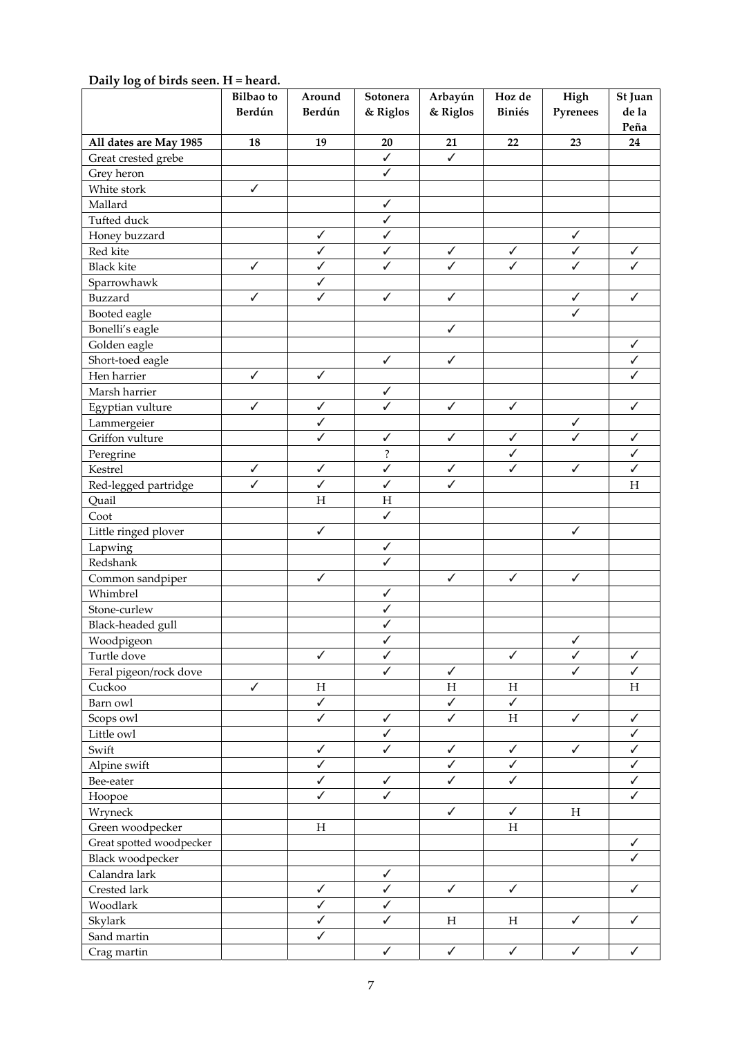**Daily log of birds seen. H = heard.**

| | Bilbao to Berdún | Around Berdún | Sotonera & Riglos | Arbayún & Riglos | Hoz de Biniés | High Pyrenees | St Juan de la Peña |
|---|---|---|---|---|---|---|---|
| **All dates are May 1985** | **18** | **19** | **20** | **21** | **22** | **23** | **24** |
| Great crested grebe | | | ✓ | ✓ | | | |
| Grey heron | | | ✓ | | | | |
| White stork | ✓ | | | | | | |
| Mallard | | | ✓ | | | | |
| Tufted duck | | | ✓ | | | | |
| Honey buzzard | | ✓ | ✓ | | | ✓ | |
| Red kite | | ✓ | ✓ | ✓ | ✓ | ✓ | ✓ |
| Black kite | ✓ | ✓ | ✓ | ✓ | ✓ | ✓ | ✓ |
| Sparrowhawk | | ✓ | | | | | |
| Buzzard | ✓ | ✓ | ✓ | ✓ | | ✓ | ✓ |
| Booted eagle | | | | | | ✓ | |
| Bonelli's eagle | | | | ✓ | | | |
| Golden eagle | | | | | | | ✓ |
| Short-toed eagle | | | ✓ | ✓ | | | ✓ |
| Hen harrier | ✓ | ✓ | | | | | ✓ |
| Marsh harrier | | | ✓ | | | | |
| Egyptian vulture | ✓ | ✓ | ✓ | ✓ | ✓ | | ✓ |
| Lammergeier | | ✓ | | | | ✓ | |
| Griffon vulture | | ✓ | ✓ | ✓ | ✓ | ✓ | ✓ |
| Peregrine | | | ? | | ✓ | | ✓ |
| Kestrel | ✓ | ✓ | ✓ | ✓ | ✓ | ✓ | ✓ |
| Red-legged partridge | ✓ | ✓ | ✓ | ✓ | | | H |
| Quail | | H | H | | | | |
| Coot | | | ✓ | | | | |
| Little ringed plover | | ✓ | | | | ✓ | |
| Lapwing | | | ✓ | | | | |
| Redshank | | | ✓ | | | | |
| Common sandpiper | | ✓ | | ✓ | ✓ | ✓ | |
| Whimbrel | | | ✓ | | | | |
| Stone-curlew | | | ✓ | | | | |
| Black-headed gull | | | ✓ | | | | |
| Woodpigeon | | | ✓ | | | ✓ | |
| Turtle dove | | ✓ | ✓ | | ✓ | ✓ | ✓ |
| Feral pigeon/rock dove | | | ✓ | ✓ | | ✓ | ✓ |
| Cuckoo | ✓ | H | | H | H | | H |
| Barn owl | | ✓ | | ✓ | ✓ | | |
| Scops owl | | ✓ | ✓ | ✓ | H | ✓ | ✓ |
| Little owl | | | ✓ | | | | ✓ |
| Swift | | ✓ | ✓ | ✓ | ✓ | ✓ | ✓ |
| Alpine swift | | ✓ | | ✓ | ✓ | | ✓ |
| Bee-eater | | ✓ | ✓ | ✓ | ✓ | | ✓ |
| Hoopoe | | ✓ | ✓ | | | | ✓ |
| Wryneck | | | | ✓ | ✓ | H | |
| Green woodpecker | | H | | | H | | |
| Great spotted woodpecker | | | | | | | ✓ |
| Black woodpecker | | | | | | | ✓ |
| Calandra lark | | | ✓ | | | | |
| Crested lark | | ✓ | ✓ | ✓ | ✓ | | ✓ |
| Woodlark | | ✓ | ✓ | | | | |
| Skylark | | ✓ | ✓ | H | H | ✓ | ✓ |
| Sand martin | | ✓ | | | | | |
| Crag martin | | | ✓ | ✓ | ✓ | ✓ | ✓ |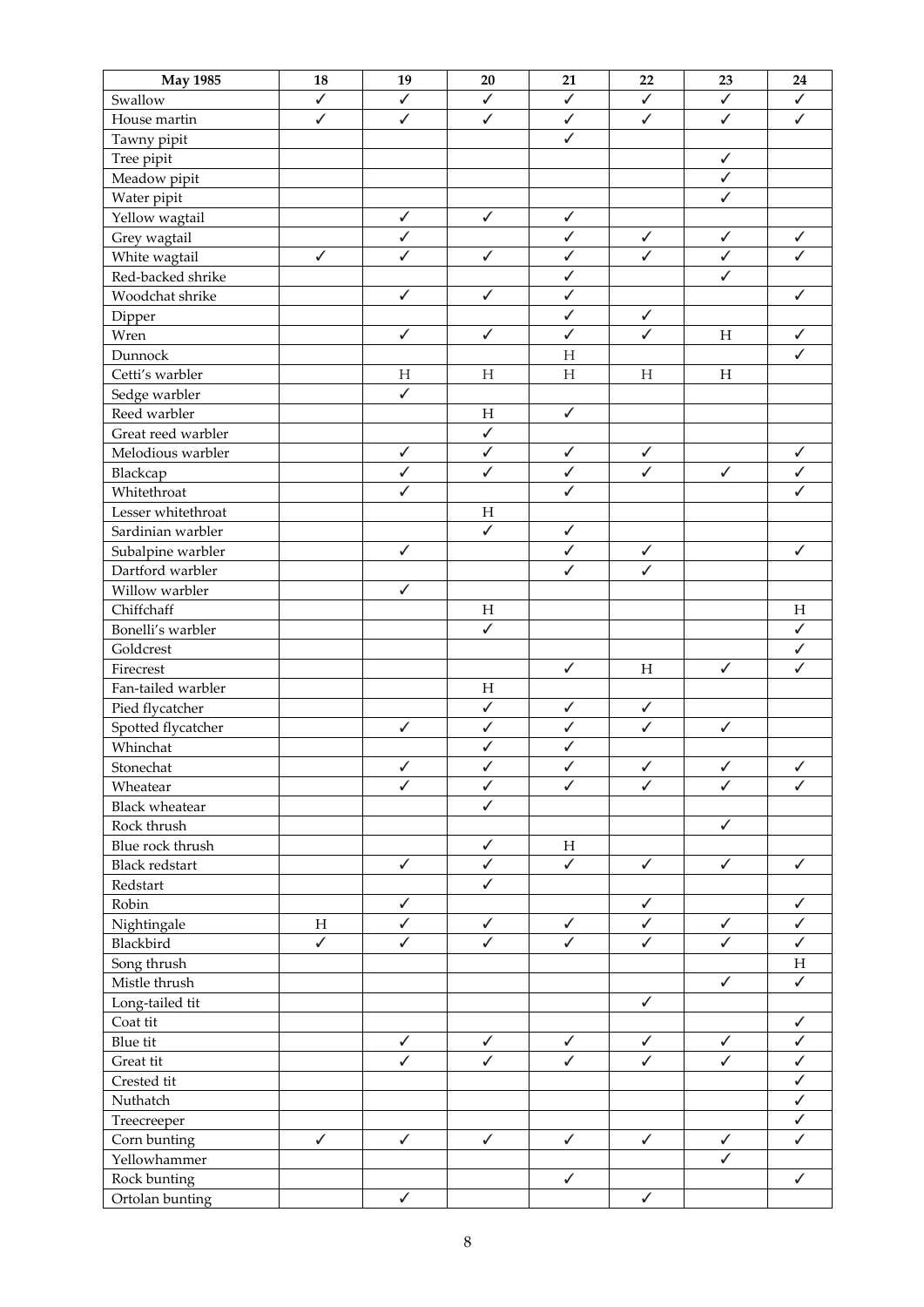| May 1985 | 18 | 19 | 20 | 21 | 22 | 23 | 24 |
|---|---|---|---|---|---|---|---|
| Swallow | ✓ | ✓ | ✓ | ✓ | ✓ | ✓ | ✓ |
| House martin | ✓ | ✓ | ✓ | ✓ | ✓ | ✓ | ✓ |
| Tawny pipit | | | | ✓ | | | |
| Tree pipit | | | | | | ✓ | |
| Meadow pipit | | | | | | ✓ | |
| Water pipit | | | | | | ✓ | |
| Yellow wagtail | | ✓ | ✓ | ✓ | | | |
| Grey wagtail | | ✓ | | ✓ | ✓ | ✓ | ✓ |
| White wagtail | ✓ | ✓ | ✓ | ✓ | ✓ | ✓ | ✓ |
| Red-backed shrike | | | | ✓ | | ✓ | |
| Woodchat shrike | | ✓ | ✓ | ✓ | | | ✓ |
| Dipper | | | | ✓ | ✓ | | |
| Wren | | ✓ | ✓ | ✓ | ✓ | H | ✓ |
| Dunnock | | | | H | | | ✓ |
| Cetti's warbler | | H | H | H | H | H | |
| Sedge warbler | | ✓ | | | | | |
| Reed warbler | | | H | ✓ | | | |
| Great reed warbler | | | ✓ | | | | |
| Melodious warbler | | ✓ | ✓ | ✓ | ✓ | | ✓ |
| Blackcap | | ✓ | ✓ | ✓ | ✓ | ✓ | ✓ |
| Whitethroat | | ✓ | | ✓ | | | ✓ |
| Lesser whitethroat | | | H | | | | |
| Sardinian warbler | | | ✓ | ✓ | | | |
| Subalpine warbler | | ✓ | | ✓ | ✓ | | ✓ |
| Dartford warbler | | | | ✓ | ✓ | | |
| Willow warbler | | ✓ | | | | | |
| Chiffchaff | | | H | | | | H |
| Bonelli's warbler | | | ✓ | | | | ✓ |
| Goldcrest | | | | | | | ✓ |
| Firecrest | | | | ✓ | H | ✓ | ✓ |
| Fan-tailed warbler | | | H | | | | |
| Pied flycatcher | | | ✓ | ✓ | ✓ | | |
| Spotted flycatcher | | ✓ | ✓ | ✓ | ✓ | ✓ | |
| Whinchat | | | ✓ | ✓ | | | |
| Stonechat | | ✓ | ✓ | ✓ | ✓ | ✓ | ✓ |
| Wheatear | | ✓ | ✓ | ✓ | ✓ | ✓ | ✓ |
| Black wheatear | | | ✓ | | | | |
| Rock thrush | | | | | | ✓ | |
| Blue rock thrush | | | ✓ | H | | | |
| Black redstart | | ✓ | ✓ | ✓ | ✓ | ✓ | ✓ |
| Redstart | | | ✓ | | | | |
| Robin | | ✓ | | | ✓ | | ✓ |
| Nightingale | H | ✓ | ✓ | ✓ | ✓ | ✓ | ✓ |
| Blackbird | ✓ | ✓ | ✓ | ✓ | ✓ | ✓ | ✓ |
| Song thrush | | | | | | | H |
| Mistle thrush | | | | | | ✓ | ✓ |
| Long-tailed tit | | | | | ✓ | | |
| Coat tit | | | | | | | ✓ |
| Blue tit | | ✓ | ✓ | ✓ | ✓ | ✓ | ✓ |
| Great tit | | ✓ | ✓ | ✓ | ✓ | ✓ | ✓ |
| Crested tit | | | | | | | ✓ |
| Nuthatch | | | | | | | ✓ |
| Treecreeper | | | | | | | ✓ |
| Corn bunting | ✓ | ✓ | ✓ | ✓ | ✓ | ✓ | ✓ |
| Yellowhammer | | | | | | ✓ | |
| Rock bunting | | | | ✓ | | | ✓ |
| Ortolan bunting | | ✓ | | | ✓ | | |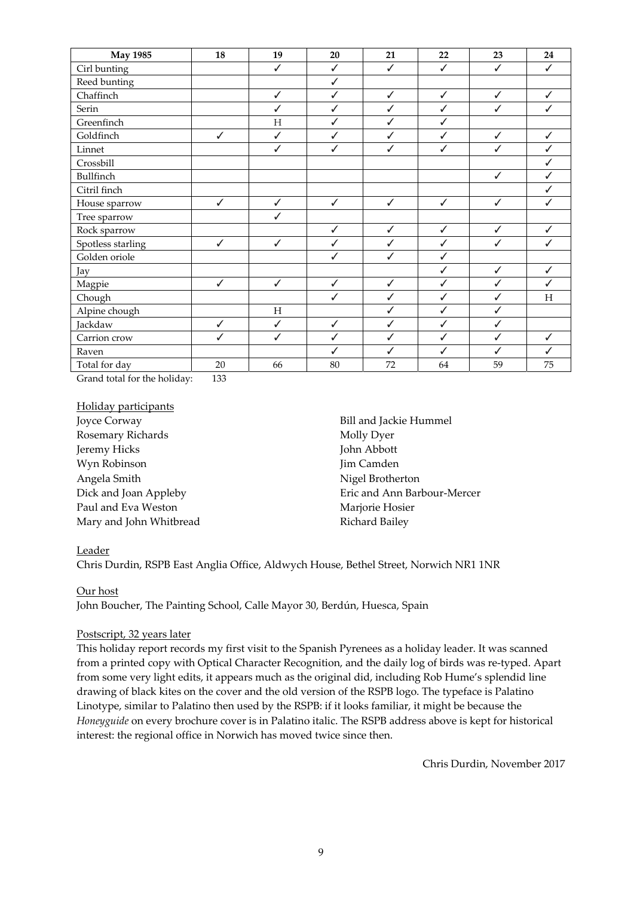| May 1985 | 18 | 19 | 20 | 21 | 22 | 23 | 24 |
|---|---|---|---|---|---|---|---|
| Cirl bunting | | ✓ | ✓ | ✓ | ✓ | ✓ | ✓ |
| Reed bunting | | | ✓ | | | | |
| Chaffinch | | ✓ | ✓ | ✓ | ✓ | ✓ | ✓ |
| Serin | | ✓ | ✓ | ✓ | ✓ | ✓ | ✓ |
| Greenfinch | | H | ✓ | ✓ | ✓ | | |
| Goldfinch | ✓ | ✓ | ✓ | ✓ | ✓ | ✓ | ✓ |
| Linnet | | ✓ | ✓ | ✓ | ✓ | ✓ | ✓ |
| Crossbill | | | | | | | ✓ |
| Bullfinch | | | | | | ✓ | ✓ |
| Citril finch | | | | | | | ✓ |
| House sparrow | ✓ | ✓ | ✓ | ✓ | ✓ | ✓ | ✓ |
| Tree sparrow | | ✓ | | | | | |
| Rock sparrow | | | ✓ | ✓ | ✓ | ✓ | ✓ |
| Spotless starling | ✓ | ✓ | ✓ | ✓ | ✓ | ✓ | ✓ |
| Golden oriole | | | ✓ | ✓ | ✓ | | |
| Jay | | | | | ✓ | ✓ | ✓ |
| Magpie | ✓ | ✓ | ✓ | ✓ | ✓ | ✓ | ✓ |
| Chough | | | ✓ | ✓ | ✓ | ✓ | H |
| Alpine chough | | H | | ✓ | ✓ | ✓ | |
| Jackdaw | ✓ | ✓ | ✓ | ✓ | ✓ | ✓ | |
| Carrion crow | ✓ | ✓ | ✓ | ✓ | ✓ | ✓ | ✓ |
| Raven | | | ✓ | ✓ | ✓ | ✓ | ✓ |
| Total for day | 20 | 66 | 80 | 72 | 64 | 59 | 75 |

Grand total for the holiday: 133

Holiday participants

Joyce Corway
Rosemary Richards
Jeremy Hicks
Wyn Robinson
Angela Smith
Dick and Joan Appleby
Paul and Eva Weston
Mary and John Whitbread
Bill and Jackie Hummel
Molly Dyer
John Abbott
Jim Camden
Nigel Brotherton
Eric and Ann Barbour-Mercer
Marjorie Hosier
Richard Bailey

Leader

Chris Durdin, RSPB East Anglia Office, Aldwych House, Bethel Street, Norwich NR1 1NR

Our host

John Boucher, The Painting School, Calle Mayor 30, Berdún, Huesca, Spain

Postscript, 32 years later

This holiday report records my first visit to the Spanish Pyrenees as a holiday leader. It was scanned from a printed copy with Optical Character Recognition, and the daily log of birds was re-typed. Apart from some very light edits, it appears much as the original did, including Rob Hume's splendid line drawing of black kites on the cover and the old version of the RSPB logo. The typeface is Palatino Linotype, similar to Palatino then used by the RSPB: if it looks familiar, it might be because the *Honeyguide* on every brochure cover is in Palatino italic. The RSPB address above is kept for historical interest: the regional office in Norwich has moved twice since then.

Chris Durdin, November 2017